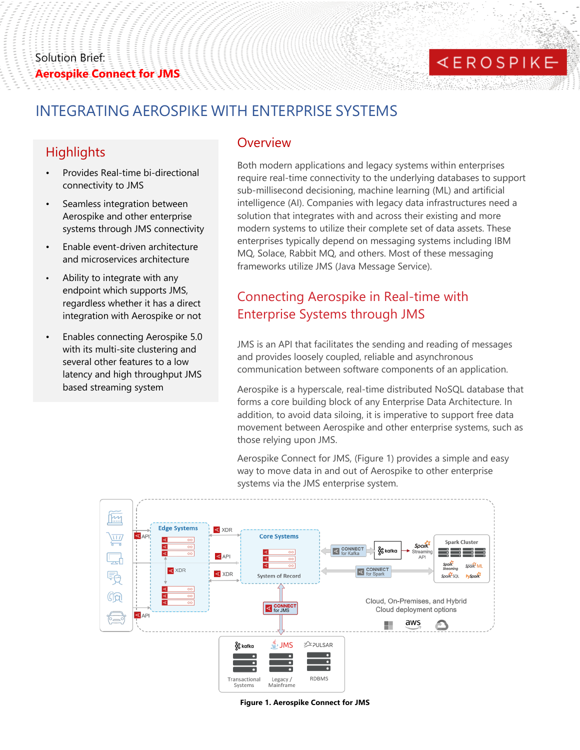Solution Brief:
**Aerospike Connect for JMS**

# INTEGRATING AEROSPIKE WITH ENTERPRISE SYSTEMS

## Highlights

- Provides Real-time bi-directional connectivity to JMS
- Seamless integration between Aerospike and other enterprise systems through JMS connectivity
- Enable event-driven architecture and microservices architecture
- Ability to integrate with any endpoint which supports JMS, regardless whether it has a direct integration with Aerospike or not
- Enables connecting Aerospike 5.0 with its multi-site clustering and several other features to a low latency and high throughput JMS based streaming system

## Overview

Both modern applications and legacy systems within enterprises require real-time connectivity to the underlying databases to support sub-millisecond decisioning, machine learning (ML) and artificial intelligence (AI). Companies with legacy data infrastructures need a solution that integrates with and across their existing and more modern systems to utilize their complete set of data assets. These enterprises typically depend on messaging systems including IBM MQ, Solace, Rabbit MQ, and others. Most of these messaging frameworks utilize JMS (Java Message Service).

## Connecting Aerospike in Real-time with Enterprise Systems through JMS

JMS is an API that facilitates the sending and reading of messages and provides loosely coupled, reliable and asynchronous communication between software components of an application.

Aerospike is a hyperscale, real-time distributed NoSQL database that forms a core building block of any Enterprise Data Architecture. In addition, to avoid data siloing, it is imperative to support free data movement between Aerospike and other enterprise systems, such as those relying upon JMS.

Aerospike Connect for JMS, (Figure 1) provides a simple and easy way to move data in and out of Aerospike to other enterprise systems via the JMS enterprise system.

**Figure 1. Aerospike Connect for JMS**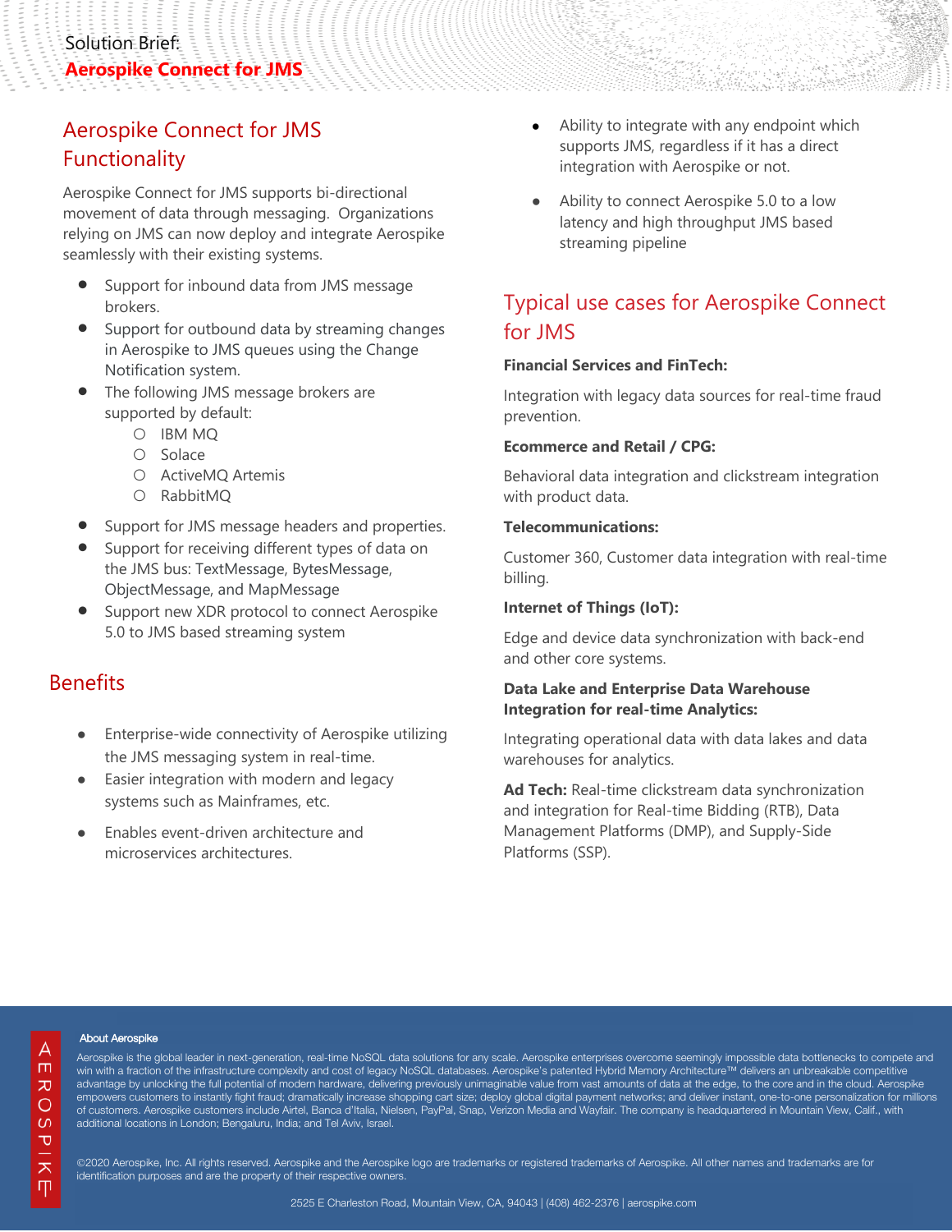## Aerospike Connect for JMS Functionality

Aerospike Connect for JMS supports bi-directional movement of data through messaging. Organizations relying on JMS can now deploy and integrate Aerospike seamlessly with their existing systems.

- Support for inbound data from JMS message brokers.
- Support for outbound data by streaming changes in Aerospike to JMS queues using the Change Notification system.
- The following JMS message brokers are supported by default:
  - IBM MQ
  - Solace
  - ActiveMQ Artemis
  - RabbitMQ
- Support for JMS message headers and properties.
- Support for receiving different types of data on the JMS bus: TextMessage, BytesMessage, ObjectMessage, and MapMessage
- Support new XDR protocol to connect Aerospike 5.0 to JMS based streaming system
- Ability to integrate with any endpoint which supports JMS, regardless if it has a direct integration with Aerospike or not.
- Ability to connect Aerospike 5.0 to a low latency and high throughput JMS based streaming pipeline

## Benefits

- Enterprise-wide connectivity of Aerospike utilizing the JMS messaging system in real-time.
- Easier integration with modern and legacy systems such as Mainframes, etc.
- Enables event-driven architecture and microservices architectures.

## Typical use cases for Aerospike Connect for JMS

**Financial Services and FinTech:**

Integration with legacy data sources for real-time fraud prevention.

**Ecommerce and Retail / CPG:**

Behavioral data integration and clickstream integration with product data.

**Telecommunications:**

Customer 360, Customer data integration with real-time billing.

**Internet of Things (IoT):**

Edge and device data synchronization with back-end and other core systems.

**Data Lake and Enterprise Data Warehouse Integration for real-time Analytics:**

Integrating operational data with data lakes and data warehouses for analytics.

**Ad Tech:** Real-time clickstream data synchronization and integration for Real-time Bidding (RTB), Data Management Platforms (DMP), and Supply-Side Platforms (SSP).

**About Aerospike**

Aerospike is the global leader in next-generation, real-time NoSQL data solutions for any scale. Aerospike enterprises overcome seemingly impossible data bottlenecks to compete and win with a fraction of the infrastructure complexity and cost of legacy NoSQL databases. Aerospike's patented Hybrid Memory Architecture™ delivers an unbreakable competitive advantage by unlocking the full potential of modern hardware, delivering previously unimaginable value from vast amounts of data at the edge, to the core and in the cloud. Aerospike empowers customers to instantly fight fraud; dramatically increase shopping cart size; deploy global digital payment networks; and deliver instant, one-to-one personalization for millions of customers. Aerospike customers include Airtel, Banca d'Italia, Nielsen, PayPal, Snap, Verizon Media and Wayfair. The company is headquartered in Mountain View, Calif., with additional locations in London; Bengaluru, India; and Tel Aviv, Israel.

©2020 Aerospike, Inc. All rights reserved. Aerospike and the Aerospike logo are trademarks or registered trademarks of Aerospike. All other names and trademarks are for identification purposes and are the property of their respective owners.

2525 E Charleston Road, Mountain View, CA, 94043 | (408) 462-2376 | aerospike.com